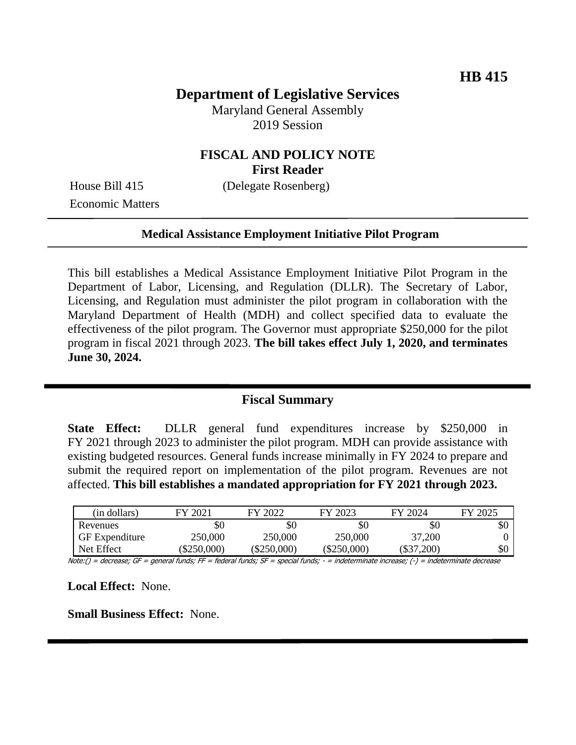**HB 415**

# Department of Legislative Services

Maryland General Assembly
2019 Session

## FISCAL AND POLICY NOTE
**First Reader**

House Bill 415 (Delegate Rosenberg)
Economic Matters

---

**Medical Assistance Employment Initiative Pilot Program**

---

This bill establishes a Medical Assistance Employment Initiative Pilot Program in the Department of Labor, Licensing, and Regulation (DLLR). The Secretary of Labor, Licensing, and Regulation must administer the pilot program in collaboration with the Maryland Department of Health (MDH) and collect specified data to evaluate the effectiveness of the pilot program. The Governor must appropriate $250,000 for the pilot program in fiscal 2021 through 2023. **The bill takes effect July 1, 2020, and terminates June 30, 2024.**

---

## Fiscal Summary

**State Effect:** DLLR general fund expenditures increase by $250,000 in FY 2021 through 2023 to administer the pilot program. MDH can provide assistance with existing budgeted resources. General funds increase minimally in FY 2024 to prepare and submit the required report on implementation of the pilot program. Revenues are not affected. **This bill establishes a mandated appropriation for FY 2021 through 2023.**

| (in dollars) | FY 2021 | FY 2022 | FY 2023 | FY 2024 | FY 2025 |
|---|---|---|---|---|---|
| Revenues | $0 | $0 | $0 | $0 | $0 |
| GF Expenditure | 250,000 | 250,000 | 250,000 | 37,200 | 0 |
| Net Effect | ($250,000) | ($250,000) | ($250,000) | ($37,200) | $0 |

Note:() = decrease; GF = general funds; FF = federal funds; SF = special funds; - = indeterminate increase; (-) = indeterminate decrease

**Local Effect:** None.

**Small Business Effect:** None.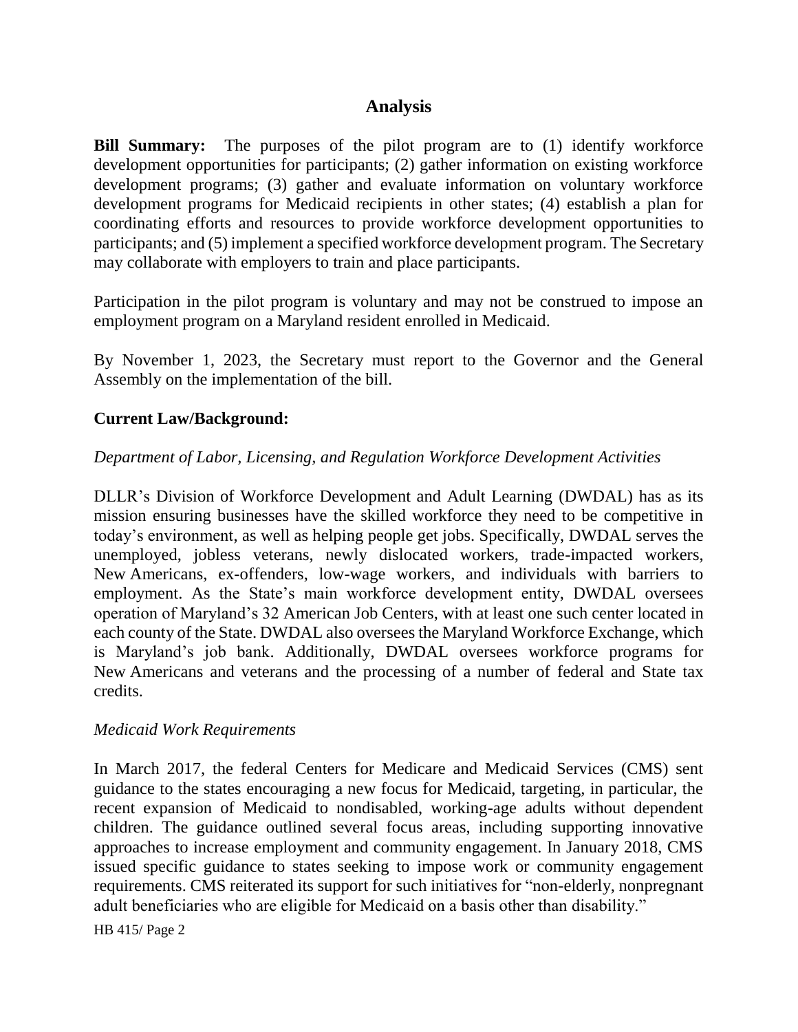## Analysis

**Bill Summary:** The purposes of the pilot program are to (1) identify workforce development opportunities for participants; (2) gather information on existing workforce development programs; (3) gather and evaluate information on voluntary workforce development programs for Medicaid recipients in other states; (4) establish a plan for coordinating efforts and resources to provide workforce development opportunities to participants; and (5) implement a specified workforce development program. The Secretary may collaborate with employers to train and place participants.

Participation in the pilot program is voluntary and may not be construed to impose an employment program on a Maryland resident enrolled in Medicaid.

By November 1, 2023, the Secretary must report to the Governor and the General Assembly on the implementation of the bill.

**Current Law/Background:**

*Department of Labor, Licensing, and Regulation Workforce Development Activities*

DLLR's Division of Workforce Development and Adult Learning (DWDAL) has as its mission ensuring businesses have the skilled workforce they need to be competitive in today's environment, as well as helping people get jobs. Specifically, DWDAL serves the unemployed, jobless veterans, newly dislocated workers, trade-impacted workers, New Americans, ex-offenders, low-wage workers, and individuals with barriers to employment. As the State's main workforce development entity, DWDAL oversees operation of Maryland's 32 American Job Centers, with at least one such center located in each county of the State. DWDAL also oversees the Maryland Workforce Exchange, which is Maryland's job bank. Additionally, DWDAL oversees workforce programs for New Americans and veterans and the processing of a number of federal and State tax credits.

*Medicaid Work Requirements*

In March 2017, the federal Centers for Medicare and Medicaid Services (CMS) sent guidance to the states encouraging a new focus for Medicaid, targeting, in particular, the recent expansion of Medicaid to nondisabled, working-age adults without dependent children. The guidance outlined several focus areas, including supporting innovative approaches to increase employment and community engagement. In January 2018, CMS issued specific guidance to states seeking to impose work or community engagement requirements. CMS reiterated its support for such initiatives for "non-elderly, nonpregnant adult beneficiaries who are eligible for Medicaid on a basis other than disability."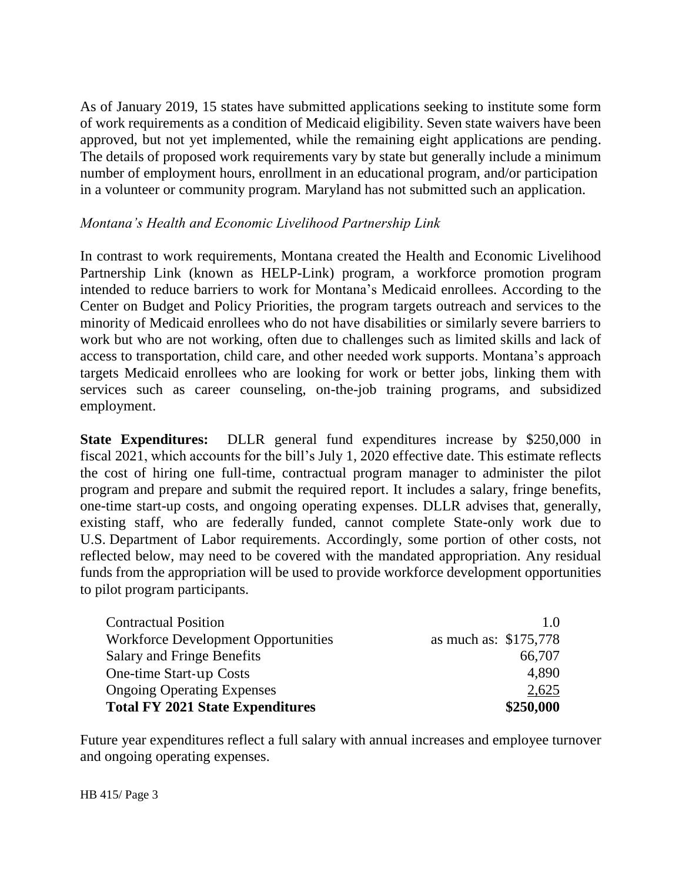As of January 2019, 15 states have submitted applications seeking to institute some form of work requirements as a condition of Medicaid eligibility. Seven state waivers have been approved, but not yet implemented, while the remaining eight applications are pending. The details of proposed work requirements vary by state but generally include a minimum number of employment hours, enrollment in an educational program, and/or participation in a volunteer or community program. Maryland has not submitted such an application.

*Montana's Health and Economic Livelihood Partnership Link*

In contrast to work requirements, Montana created the Health and Economic Livelihood Partnership Link (known as HELP-Link) program, a workforce promotion program intended to reduce barriers to work for Montana's Medicaid enrollees. According to the Center on Budget and Policy Priorities, the program targets outreach and services to the minority of Medicaid enrollees who do not have disabilities or similarly severe barriers to work but who are not working, often due to challenges such as limited skills and lack of access to transportation, child care, and other needed work supports. Montana's approach targets Medicaid enrollees who are looking for work or better jobs, linking them with services such as career counseling, on-the-job training programs, and subsidized employment.

**State Expenditures:** DLLR general fund expenditures increase by $250,000 in fiscal 2021, which accounts for the bill's July 1, 2020 effective date. This estimate reflects the cost of hiring one full-time, contractual program manager to administer the pilot program and prepare and submit the required report. It includes a salary, fringe benefits, one-time start-up costs, and ongoing operating expenses. DLLR advises that, generally, existing staff, who are federally funded, cannot complete State-only work due to U.S. Department of Labor requirements. Accordingly, some portion of other costs, not reflected below, may need to be covered with the mandated appropriation. Any residual funds from the appropriation will be used to provide workforce development opportunities to pilot program participants.

| | |
|---|---|
| Contractual Position | 1.0 |
| Workforce Development Opportunities | as much as: $175,778 |
| Salary and Fringe Benefits | 66,707 |
| One-time Start-up Costs | 4,890 |
| Ongoing Operating Expenses | 2,625 |
| **Total FY 2021 State Expenditures** | **$250,000** |

Future year expenditures reflect a full salary with annual increases and employee turnover and ongoing operating expenses.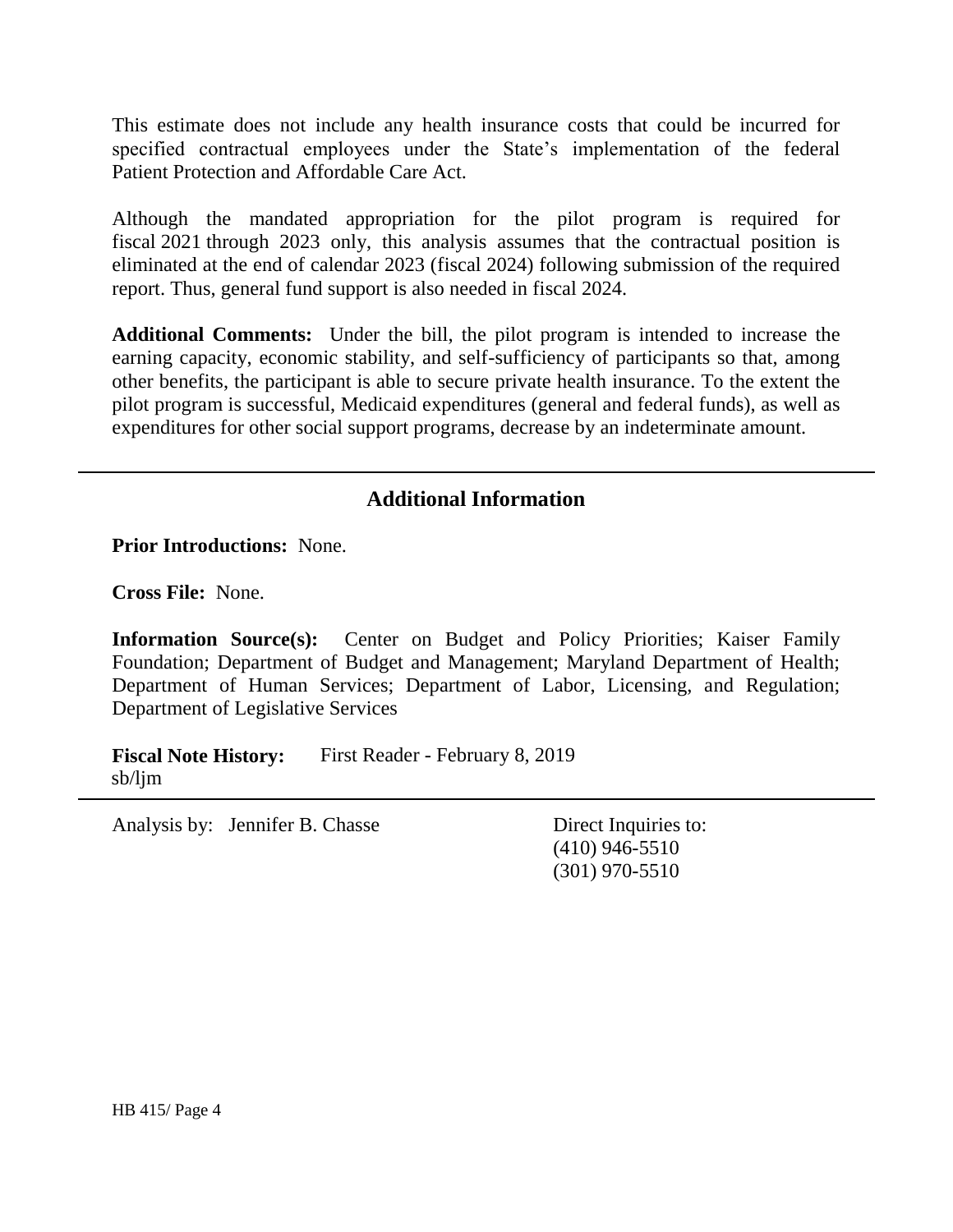This estimate does not include any health insurance costs that could be incurred for specified contractual employees under the State's implementation of the federal Patient Protection and Affordable Care Act.

Although the mandated appropriation for the pilot program is required for fiscal 2021 through 2023 only, this analysis assumes that the contractual position is eliminated at the end of calendar 2023 (fiscal 2024) following submission of the required report. Thus, general fund support is also needed in fiscal 2024.

**Additional Comments:** Under the bill, the pilot program is intended to increase the earning capacity, economic stability, and self-sufficiency of participants so that, among other benefits, the participant is able to secure private health insurance. To the extent the pilot program is successful, Medicaid expenditures (general and federal funds), as well as expenditures for other social support programs, decrease by an indeterminate amount.

---

## Additional Information

**Prior Introductions:** None.

**Cross File:** None.

**Information Source(s):** Center on Budget and Policy Priorities; Kaiser Family Foundation; Department of Budget and Management; Maryland Department of Health; Department of Human Services; Department of Labor, Licensing, and Regulation; Department of Legislative Services

**Fiscal Note History:** First Reader - February 8, 2019
sb/ljm

---

Analysis by: Jennifer B. Chasse

Direct Inquiries to:
(410) 946-5510
(301) 970-5510